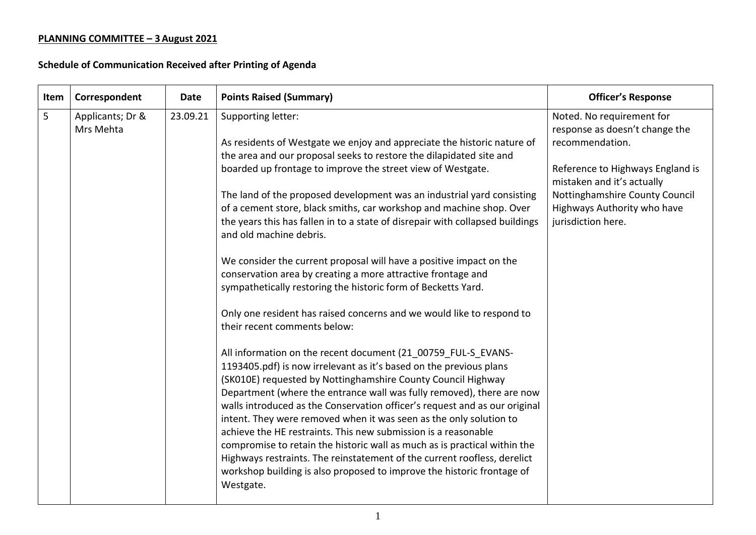**PLANNING COMMITTEE – 3 August 2021**

**Schedule of Communication Received after Printing of Agenda**

| Item | Correspondent | Date | Points Raised (Summary) | Officer's Response |
|---|---|---|---|---|
| 5 | Applicants; Dr & Mrs Mehta | 23.09.21 | Supporting letter:<br><br>As residents of Westgate we enjoy and appreciate the historic nature of the area and our proposal seeks to restore the dilapidated site and boarded up frontage to improve the street view of Westgate.<br><br>The land of the proposed development was an industrial yard consisting of a cement store, black smiths, car workshop and machine shop. Over the years this has fallen in to a state of disrepair with collapsed buildings and old machine debris.<br><br>We consider the current proposal will have a positive impact on the conservation area by creating a more attractive frontage and sympathetically restoring the historic form of Becketts Yard.<br><br>Only one resident has raised concerns and we would like to respond to their recent comments below:<br><br>All information on the recent document (21_00759_FUL-S_EVANS-1193405.pdf) is now irrelevant as it's based on the previous plans (SK010E) requested by Nottinghamshire County Council Highway Department (where the entrance wall was fully removed), there are now walls introduced as the Conservation officer's request and as our original intent. They were removed when it was seen as the only solution to achieve the HE restraints. This new submission is a reasonable compromise to retain the historic wall as much as is practical within the Highways restraints. The reinstatement of the current roofless, derelict workshop building is also proposed to improve the historic frontage of Westgate. | Noted. No requirement for response as doesn't change the recommendation.<br><br>Reference to Highways England is mistaken and it's actually Nottinghamshire County Council Highways Authority who have jurisdiction here. |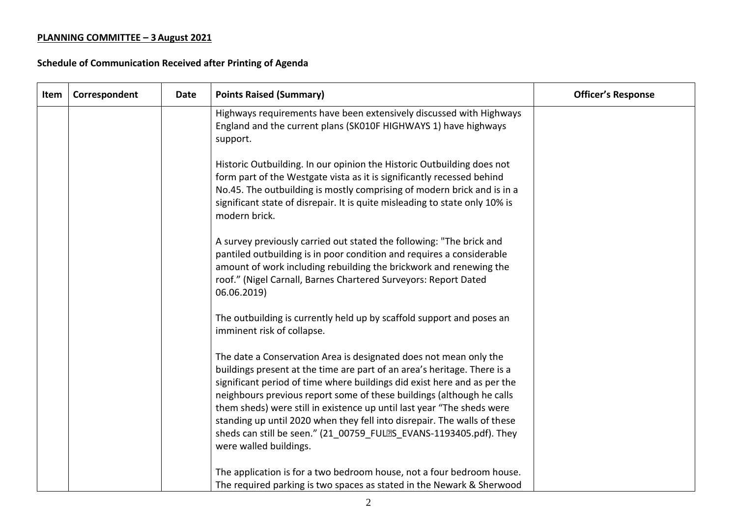**PLANNING COMMITTEE – 3 August 2021**

**Schedule of Communication Received after Printing of Agenda**

| Item | Correspondent | Date | Points Raised (Summary) | Officer's Response |
|---|---|---|---|---|
| | | | Highways requirements have been extensively discussed with Highways England and the current plans (SK010F HIGHWAYS 1) have highways support.<br><br>Historic Outbuilding. In our opinion the Historic Outbuilding does not form part of the Westgate vista as it is significantly recessed behind No.45. The outbuilding is mostly comprising of modern brick and is in a significant state of disrepair. It is quite misleading to state only 10% is modern brick.<br><br>A survey previously carried out stated the following: "The brick and pantiled outbuilding is in poor condition and requires a considerable amount of work including rebuilding the brickwork and renewing the roof." (Nigel Carnall, Barnes Chartered Surveyors: Report Dated 06.06.2019)<br><br>The outbuilding is currently held up by scaffold support and poses an imminent risk of collapse.<br><br>The date a Conservation Area is designated does not mean only the buildings present at the time are part of an area's heritage. There is a significant period of time where buildings did exist here and as per the neighbours previous report some of these buildings (although he calls them sheds) were still in existence up until last year "The sheds were standing up until 2020 when they fell into disrepair. The walls of these sheds can still be seen." (21_00759_FUL S_EVANS-1193405.pdf). They were walled buildings.<br><br>The application is for a two bedroom house, not a four bedroom house. The required parking is two spaces as stated in the Newark & Sherwood | |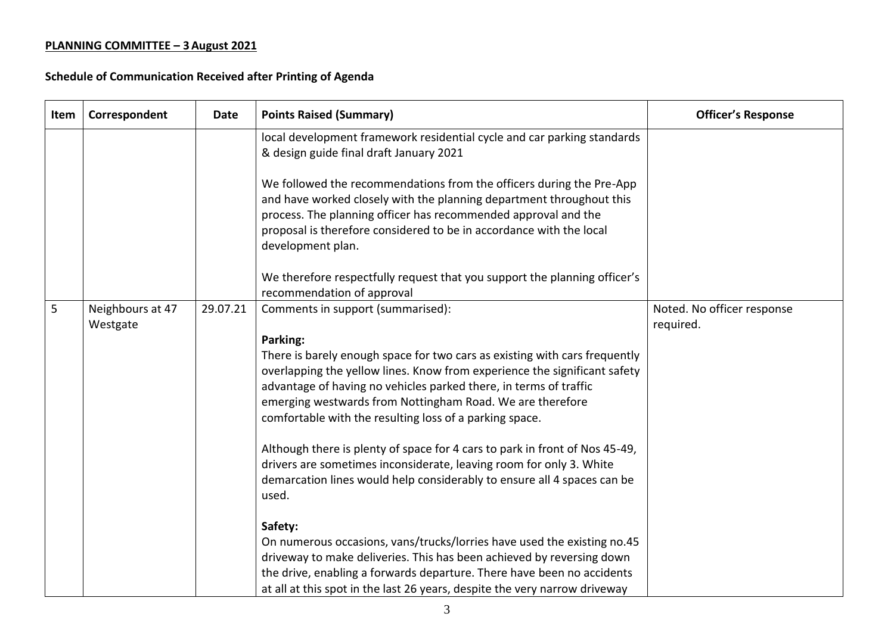**PLANNING COMMITTEE – 3 August 2021**

**Schedule of Communication Received after Printing of Agenda**

| Item | Correspondent | Date | Points Raised (Summary) | Officer's Response |
|---|---|---|---|---|
| | | | local development framework residential cycle and car parking standards & design guide final draft January 2021<br><br>We followed the recommendations from the officers during the Pre-App and have worked closely with the planning department throughout this process. The planning officer has recommended approval and the proposal is therefore considered to be in accordance with the local development plan.<br><br>We therefore respectfully request that you support the planning officer's recommendation of approval | |
| 5 | Neighbours at 47 Westgate | 29.07.21 | Comments in support (summarised):<br><br>**Parking:**<br>There is barely enough space for two cars as existing with cars frequently overlapping the yellow lines. Know from experience the significant safety advantage of having no vehicles parked there, in terms of traffic emerging westwards from Nottingham Road. We are therefore comfortable with the resulting loss of a parking space.<br><br>Although there is plenty of space for 4 cars to park in front of Nos 45-49, drivers are sometimes inconsiderate, leaving room for only 3. White demarcation lines would help considerably to ensure all 4 spaces can be used.<br><br>**Safety:**<br>On numerous occasions, vans/trucks/lorries have used the existing no.45 driveway to make deliveries. This has been achieved by reversing down the drive, enabling a forwards departure. There have been no accidents at all at this spot in the last 26 years, despite the very narrow driveway | Noted. No officer response required. |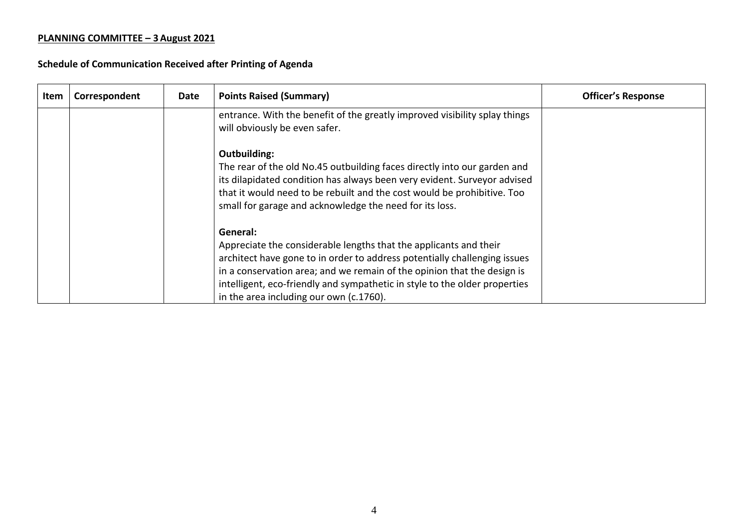**PLANNING COMMITTEE – 3 August 2021**

**Schedule of Communication Received after Printing of Agenda**

| Item | Correspondent | Date | Points Raised (Summary) | Officer's Response |
|---|---|---|---|---|
| | | | entrance. With the benefit of the greatly improved visibility splay things will obviously be even safer.<br><br>**Outbuilding:**<br>The rear of the old No.45 outbuilding faces directly into our garden and its dilapidated condition has always been very evident. Surveyor advised that it would need to be rebuilt and the cost would be prohibitive. Too small for garage and acknowledge the need for its loss.<br><br>**General:**<br>Appreciate the considerable lengths that the applicants and their architect have gone to in order to address potentially challenging issues in a conservation area; and we remain of the opinion that the design is intelligent, eco-friendly and sympathetic in style to the older properties in the area including our own (c.1760). | |